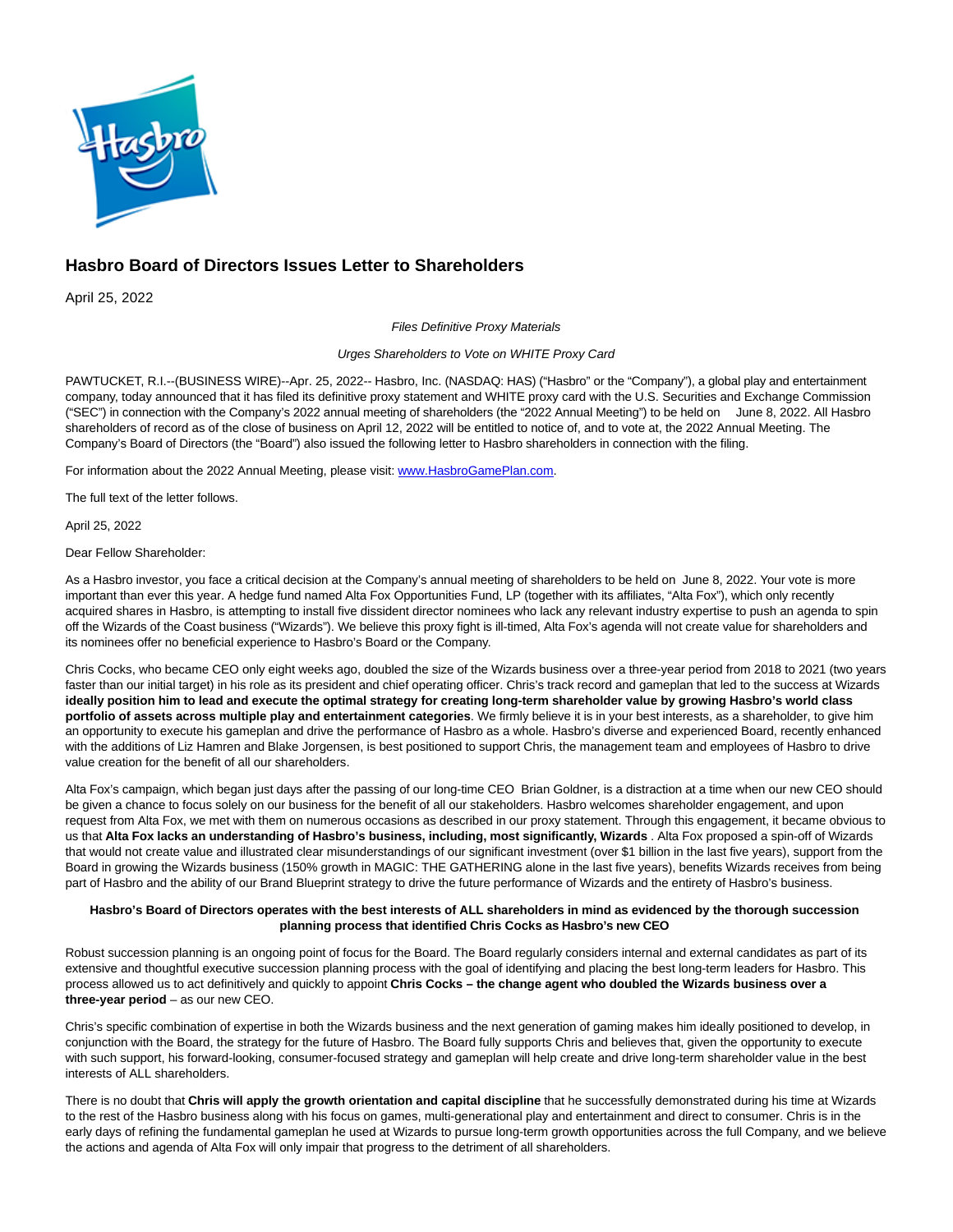# Hasbro Board of Directors Issues Letter to Shareholders

April 25, 2022

*Files Definitive Proxy Materials*

*Urges Shareholders to Vote on WHITE Proxy Card*

PAWTUCKET, R.I.--(BUSINESS WIRE)--Apr. 25, 2022-- Hasbro, Inc. (NASDAQ: HAS) ("Hasbro" or the "Company"), a global play and entertainment company, today announced that it has filed its definitive proxy statement and WHITE proxy card with the U.S. Securities and Exchange Commission ("SEC") in connection with the Company's 2022 annual meeting of shareholders (the "2022 Annual Meeting") to be held on June 8, 2022. All Hasbro shareholders of record as of the close of business on April 12, 2022 will be entitled to notice of, and to vote at, the 2022 Annual Meeting. The Company's Board of Directors (the "Board") also issued the following letter to Hasbro shareholders in connection with the filing.

For information about the 2022 Annual Meeting, please visit: [www.HasbroGamePlan.com](www.HasbroGamePlan.com).

The full text of the letter follows.

April 25, 2022

Dear Fellow Shareholder:

As a Hasbro investor, you face a critical decision at the Company's annual meeting of shareholders to be held on June 8, 2022. Your vote is more important than ever this year. A hedge fund named Alta Fox Opportunities Fund, LP (together with its affiliates, "Alta Fox"), which only recently acquired shares in Hasbro, is attempting to install five dissident director nominees who lack any relevant industry expertise to push an agenda to spin off the Wizards of the Coast business ("Wizards"). We believe this proxy fight is ill-timed, Alta Fox's agenda will not create value for shareholders and its nominees offer no beneficial experience to Hasbro's Board or the Company.

Chris Cocks, who became CEO only eight weeks ago, doubled the size of the Wizards business over a three-year period from 2018 to 2021 (two years faster than our initial target) in his role as its president and chief operating officer. Chris's track record and gameplan that led to the success at Wizards **ideally position him to lead and execute the optimal strategy for creating long-term shareholder value by growing Hasbro's world class portfolio of assets across multiple play and entertainment categories**. We firmly believe it is in your best interests, as a shareholder, to give him an opportunity to execute his gameplan and drive the performance of Hasbro as a whole. Hasbro's diverse and experienced Board, recently enhanced with the additions of Liz Hamren and Blake Jorgensen, is best positioned to support Chris, the management team and employees of Hasbro to drive value creation for the benefit of all our shareholders.

Alta Fox's campaign, which began just days after the passing of our long-time CEO Brian Goldner, is a distraction at a time when our new CEO should be given a chance to focus solely on our business for the benefit of all our stakeholders. Hasbro welcomes shareholder engagement, and upon request from Alta Fox, we met with them on numerous occasions as described in our proxy statement. Through this engagement, it became obvious to us that **Alta Fox lacks an understanding of Hasbro's business, including, most significantly, Wizards** . Alta Fox proposed a spin-off of Wizards that would not create value and illustrated clear misunderstandings of our significant investment (over $1 billion in the last five years), support from the Board in growing the Wizards business (150% growth in MAGIC: THE GATHERING alone in the last five years), benefits Wizards receives from being part of Hasbro and the ability of our Brand Blueprint strategy to drive the future performance of Wizards and the entirety of Hasbro's business.

**Hasbro's Board of Directors operates with the best interests of ALL shareholders in mind as evidenced by the thorough succession planning process that identified Chris Cocks as Hasbro's new CEO**

Robust succession planning is an ongoing point of focus for the Board. The Board regularly considers internal and external candidates as part of its extensive and thoughtful executive succession planning process with the goal of identifying and placing the best long-term leaders for Hasbro. This process allowed us to act definitively and quickly to appoint **Chris Cocks – the change agent who doubled the Wizards business over a three-year period** – as our new CEO.

Chris's specific combination of expertise in both the Wizards business and the next generation of gaming makes him ideally positioned to develop, in conjunction with the Board, the strategy for the future of Hasbro. The Board fully supports Chris and believes that, given the opportunity to execute with such support, his forward-looking, consumer-focused strategy and gameplan will help create and drive long-term shareholder value in the best interests of ALL shareholders.

There is no doubt that **Chris will apply the growth orientation and capital discipline** that he successfully demonstrated during his time at Wizards to the rest of the Hasbro business along with his focus on games, multi-generational play and entertainment and direct to consumer. Chris is in the early days of refining the fundamental gameplan he used at Wizards to pursue long-term growth opportunities across the full Company, and we believe the actions and agenda of Alta Fox will only impair that progress to the detriment of all shareholders.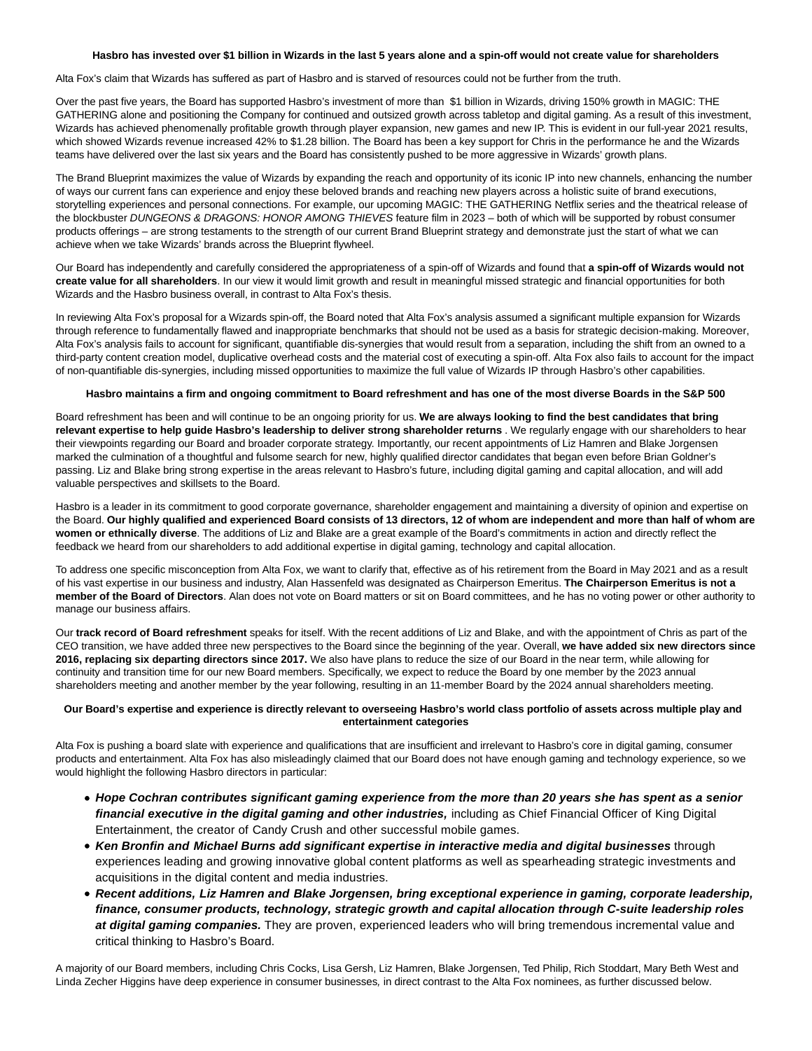### Hasbro has invested over $1 billion in Wizards in the last 5 years alone and a spin-off would not create value for shareholders

Alta Fox's claim that Wizards has suffered as part of Hasbro and is starved of resources could not be further from the truth.

Over the past five years, the Board has supported Hasbro's investment of more than $1 billion in Wizards, driving 150% growth in MAGIC: THE GATHERING alone and positioning the Company for continued and outsized growth across tabletop and digital gaming. As a result of this investment, Wizards has achieved phenomenally profitable growth through player expansion, new games and new IP. This is evident in our full-year 2021 results, which showed Wizards revenue increased 42% to $1.28 billion. The Board has been a key support for Chris in the performance he and the Wizards teams have delivered over the last six years and the Board has consistently pushed to be more aggressive in Wizards' growth plans.

The Brand Blueprint maximizes the value of Wizards by expanding the reach and opportunity of its iconic IP into new channels, enhancing the number of ways our current fans can experience and enjoy these beloved brands and reaching new players across a holistic suite of brand executions, storytelling experiences and personal connections. For example, our upcoming MAGIC: THE GATHERING Netflix series and the theatrical release of the blockbuster *DUNGEONS & DRAGONS: HONOR AMONG THIEVES* feature film in 2023 – both of which will be supported by robust consumer products offerings – are strong testaments to the strength of our current Brand Blueprint strategy and demonstrate just the start of what we can achieve when we take Wizards' brands across the Blueprint flywheel.

Our Board has independently and carefully considered the appropriateness of a spin-off of Wizards and found that **a spin-off of Wizards would not create value for all shareholders**. In our view it would limit growth and result in meaningful missed strategic and financial opportunities for both Wizards and the Hasbro business overall, in contrast to Alta Fox's thesis.

In reviewing Alta Fox's proposal for a Wizards spin-off, the Board noted that Alta Fox's analysis assumed a significant multiple expansion for Wizards through reference to fundamentally flawed and inappropriate benchmarks that should not be used as a basis for strategic decision-making. Moreover, Alta Fox's analysis fails to account for significant, quantifiable dis-synergies that would result from a separation, including the shift from an owned to a third-party content creation model, duplicative overhead costs and the material cost of executing a spin-off. Alta Fox also fails to account for the impact of non-quantifiable dis-synergies, including missed opportunities to maximize the full value of Wizards IP through Hasbro's other capabilities.

### Hasbro maintains a firm and ongoing commitment to Board refreshment and has one of the most diverse Boards in the S&P 500

Board refreshment has been and will continue to be an ongoing priority for us. **We are always looking to find the best candidates that bring relevant expertise to help guide Hasbro's leadership to deliver strong shareholder returns** . We regularly engage with our shareholders to hear their viewpoints regarding our Board and broader corporate strategy. Importantly, our recent appointments of Liz Hamren and Blake Jorgensen marked the culmination of a thoughtful and fulsome search for new, highly qualified director candidates that began even before Brian Goldner's passing. Liz and Blake bring strong expertise in the areas relevant to Hasbro's future, including digital gaming and capital allocation, and will add valuable perspectives and skillsets to the Board.

Hasbro is a leader in its commitment to good corporate governance, shareholder engagement and maintaining a diversity of opinion and expertise on the Board. **Our highly qualified and experienced Board consists of 13 directors, 12 of whom are independent and more than half of whom are women or ethnically diverse**. The additions of Liz and Blake are a great example of the Board's commitments in action and directly reflect the feedback we heard from our shareholders to add additional expertise in digital gaming, technology and capital allocation.

To address one specific misconception from Alta Fox, we want to clarify that, effective as of his retirement from the Board in May 2021 and as a result of his vast expertise in our business and industry, Alan Hassenfeld was designated as Chairperson Emeritus. **The Chairperson Emeritus is not a member of the Board of Directors**. Alan does not vote on Board matters or sit on Board committees, and he has no voting power or other authority to manage our business affairs.

Our **track record of Board refreshment** speaks for itself. With the recent additions of Liz and Blake, and with the appointment of Chris as part of the CEO transition, we have added three new perspectives to the Board since the beginning of the year. Overall, **we have added six new directors since 2016, replacing six departing directors since 2017.** We also have plans to reduce the size of our Board in the near term, while allowing for continuity and transition time for our new Board members. Specifically, we expect to reduce the Board by one member by the 2023 annual shareholders meeting and another member by the year following, resulting in an 11-member Board by the 2024 annual shareholders meeting.

### Our Board's expertise and experience is directly relevant to overseeing Hasbro's world class portfolio of assets across multiple play and entertainment categories

Alta Fox is pushing a board slate with experience and qualifications that are insufficient and irrelevant to Hasbro's core in digital gaming, consumer products and entertainment. Alta Fox has also misleadingly claimed that our Board does not have enough gaming and technology experience, so we would highlight the following Hasbro directors in particular:

- ***Hope Cochran contributes significant gaming experience from the more than 20 years she has spent as a senior financial executive in the digital gaming and other industries,*** including as Chief Financial Officer of King Digital Entertainment, the creator of Candy Crush and other successful mobile games.
- ***Ken Bronfin and Michael Burns add significant expertise in interactive media and digital businesses*** through experiences leading and growing innovative global content platforms as well as spearheading strategic investments and acquisitions in the digital content and media industries.
- ***Recent additions, Liz Hamren and Blake Jorgensen, bring exceptional experience in gaming, corporate leadership, finance, consumer products, technology, strategic growth and capital allocation through C-suite leadership roles at digital gaming companies.*** They are proven, experienced leaders who will bring tremendous incremental value and critical thinking to Hasbro's Board.

A majority of our Board members, including Chris Cocks, Lisa Gersh, Liz Hamren, Blake Jorgensen, Ted Philip, Rich Stoddart, Mary Beth West and Linda Zecher Higgins have deep experience in consumer businesses*,* in direct contrast to the Alta Fox nominees, as further discussed below.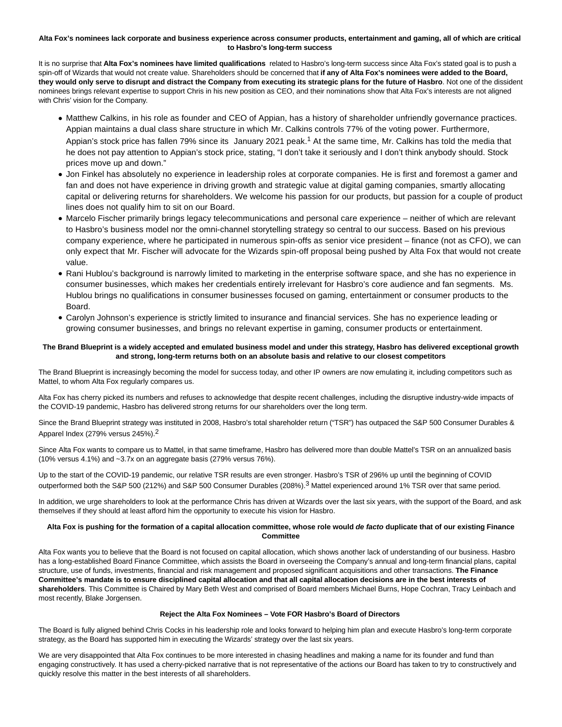**Alta Fox's nominees lack corporate and business experience across consumer products, entertainment and gaming, all of which are critical to Hasbro's long-term success**

It is no surprise that **Alta Fox's nominees have limited qualifications** related to Hasbro's long-term success since Alta Fox's stated goal is to push a spin-off of Wizards that would not create value. Shareholders should be concerned that **if any of Alta Fox's nominees were added to the Board, they would only serve to disrupt and distract the Company from executing its strategic plans for the future of Hasbro**. Not one of the dissident nominees brings relevant expertise to support Chris in his new position as CEO, and their nominations show that Alta Fox's interests are not aligned with Chris' vision for the Company.

- Matthew Calkins, in his role as founder and CEO of Appian, has a history of shareholder unfriendly governance practices. Appian maintains a dual class share structure in which Mr. Calkins controls 77% of the voting power. Furthermore, Appian's stock price has fallen 79% since its January 2021 peak.[1] At the same time, Mr. Calkins has told the media that he does not pay attention to Appian's stock price, stating, "I don't take it seriously and I don't think anybody should. Stock prices move up and down."
- Jon Finkel has absolutely no experience in leadership roles at corporate companies. He is first and foremost a gamer and fan and does not have experience in driving growth and strategic value at digital gaming companies, smartly allocating capital or delivering returns for shareholders. We welcome his passion for our products, but passion for a couple of product lines does not qualify him to sit on our Board.
- Marcelo Fischer primarily brings legacy telecommunications and personal care experience – neither of which are relevant to Hasbro's business model nor the omni-channel storytelling strategy so central to our success. Based on his previous company experience, where he participated in numerous spin-offs as senior vice president – finance (not as CFO), we can only expect that Mr. Fischer will advocate for the Wizards spin-off proposal being pushed by Alta Fox that would not create value.
- Rani Hublou's background is narrowly limited to marketing in the enterprise software space, and she has no experience in consumer businesses, which makes her credentials entirely irrelevant for Hasbro's core audience and fan segments. Ms. Hublou brings no qualifications in consumer businesses focused on gaming, entertainment or consumer products to the Board.
- Carolyn Johnson's experience is strictly limited to insurance and financial services. She has no experience leading or growing consumer businesses, and brings no relevant expertise in gaming, consumer products or entertainment.

**The Brand Blueprint is a widely accepted and emulated business model and under this strategy, Hasbro has delivered exceptional growth and strong, long-term returns both on an absolute basis and relative to our closest competitors**

The Brand Blueprint is increasingly becoming the model for success today, and other IP owners are now emulating it, including competitors such as Mattel, to whom Alta Fox regularly compares us.

Alta Fox has cherry picked its numbers and refuses to acknowledge that despite recent challenges, including the disruptive industry-wide impacts of the COVID-19 pandemic, Hasbro has delivered strong returns for our shareholders over the long term.

Since the Brand Blueprint strategy was instituted in 2008, Hasbro's total shareholder return ("TSR") has outpaced the S&P 500 Consumer Durables & Apparel Index (279% versus 245%).[2]

Since Alta Fox wants to compare us to Mattel, in that same timeframe, Hasbro has delivered more than double Mattel's TSR on an annualized basis (10% versus 4.1%) and ~3.7x on an aggregate basis (279% versus 76%).

Up to the start of the COVID-19 pandemic, our relative TSR results are even stronger. Hasbro's TSR of 296% up until the beginning of COVID outperformed both the S&P 500 (212%) and S&P 500 Consumer Durables (208%).[3] Mattel experienced around 1% TSR over that same period.

In addition, we urge shareholders to look at the performance Chris has driven at Wizards over the last six years, with the support of the Board, and ask themselves if they should at least afford him the opportunity to execute his vision for Hasbro.

**Alta Fox is pushing for the formation of a capital allocation committee, whose role would *de facto* duplicate that of our existing Finance Committee**

Alta Fox wants you to believe that the Board is not focused on capital allocation, which shows another lack of understanding of our business. Hasbro has a long-established Board Finance Committee, which assists the Board in overseeing the Company's annual and long-term financial plans, capital structure, use of funds, investments, financial and risk management and proposed significant acquisitions and other transactions. **The Finance Committee's mandate is to ensure disciplined capital allocation and that all capital allocation decisions are in the best interests of shareholders**. This Committee is Chaired by Mary Beth West and comprised of Board members Michael Burns, Hope Cochran, Tracy Leinbach and most recently, Blake Jorgensen.

**Reject the Alta Fox Nominees – Vote FOR Hasbro's Board of Directors**

The Board is fully aligned behind Chris Cocks in his leadership role and looks forward to helping him plan and execute Hasbro's long-term corporate strategy, as the Board has supported him in executing the Wizards' strategy over the last six years.

We are very disappointed that Alta Fox continues to be more interested in chasing headlines and making a name for its founder and fund than engaging constructively. It has used a cherry-picked narrative that is not representative of the actions our Board has taken to try to constructively and quickly resolve this matter in the best interests of all shareholders.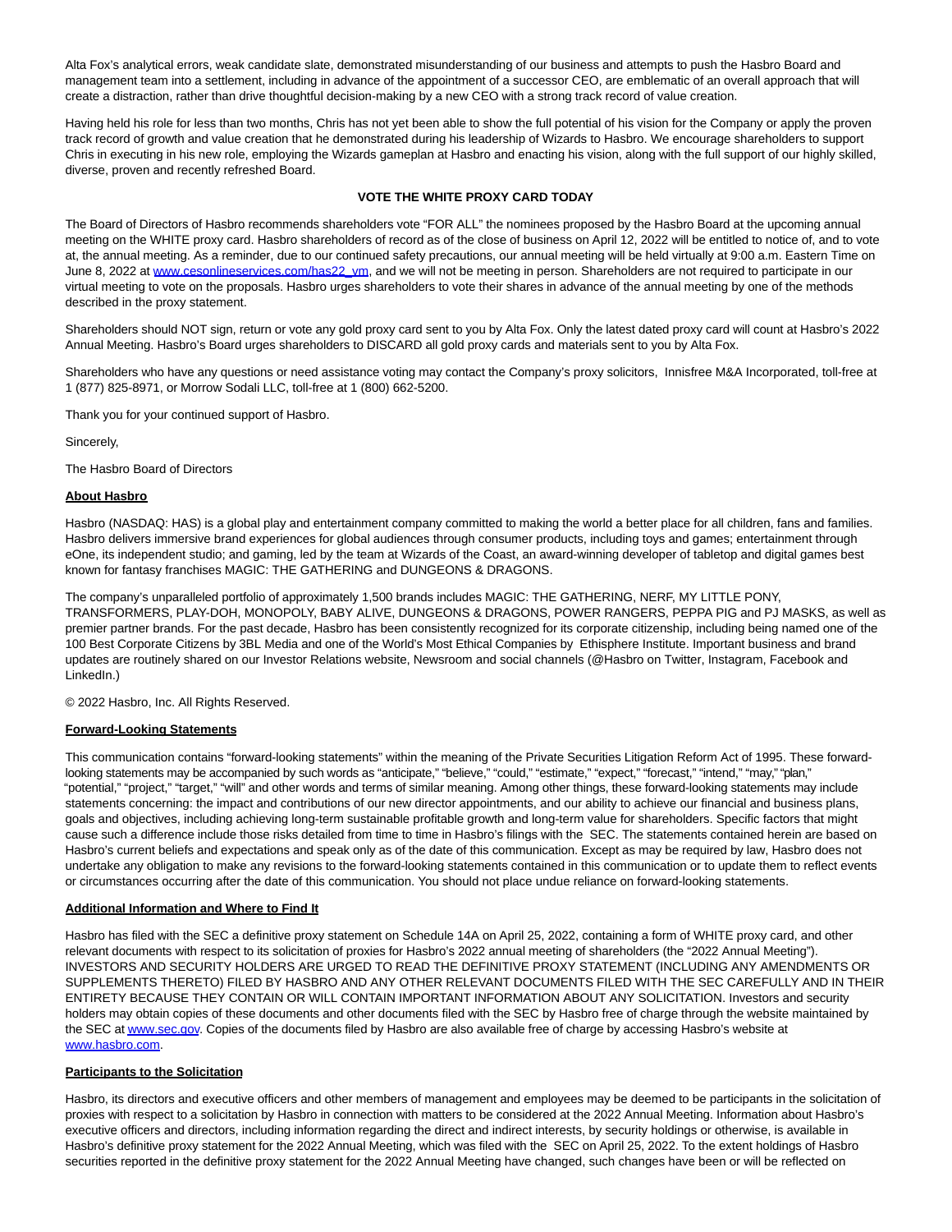Alta Fox's analytical errors, weak candidate slate, demonstrated misunderstanding of our business and attempts to push the Hasbro Board and management team into a settlement, including in advance of the appointment of a successor CEO, are emblematic of an overall approach that will create a distraction, rather than drive thoughtful decision-making by a new CEO with a strong track record of value creation.

Having held his role for less than two months, Chris has not yet been able to show the full potential of his vision for the Company or apply the proven track record of growth and value creation that he demonstrated during his leadership of Wizards to Hasbro. We encourage shareholders to support Chris in executing in his new role, employing the Wizards gameplan at Hasbro and enacting his vision, along with the full support of our highly skilled, diverse, proven and recently refreshed Board.

**VOTE THE WHITE PROXY CARD TODAY**

The Board of Directors of Hasbro recommends shareholders vote "FOR ALL" the nominees proposed by the Hasbro Board at the upcoming annual meeting on the WHITE proxy card. Hasbro shareholders of record as of the close of business on April 12, 2022 will be entitled to notice of, and to vote at, the annual meeting. As a reminder, due to our continued safety precautions, our annual meeting will be held virtually at 9:00 a.m. Eastern Time on June 8, 2022 at www.cesonlineservices.com/has22_vm, and we will not be meeting in person. Shareholders are not required to participate in our virtual meeting to vote on the proposals. Hasbro urges shareholders to vote their shares in advance of the annual meeting by one of the methods described in the proxy statement.

Shareholders should NOT sign, return or vote any gold proxy card sent to you by Alta Fox. Only the latest dated proxy card will count at Hasbro's 2022 Annual Meeting. Hasbro's Board urges shareholders to DISCARD all gold proxy cards and materials sent to you by Alta Fox.

Shareholders who have any questions or need assistance voting may contact the Company's proxy solicitors, Innisfree M&A Incorporated, toll-free at 1 (877) 825-8971, or Morrow Sodali LLC, toll-free at 1 (800) 662-5200.

Thank you for your continued support of Hasbro.

Sincerely,

The Hasbro Board of Directors

**About Hasbro**

Hasbro (NASDAQ: HAS) is a global play and entertainment company committed to making the world a better place for all children, fans and families. Hasbro delivers immersive brand experiences for global audiences through consumer products, including toys and games; entertainment through eOne, its independent studio; and gaming, led by the team at Wizards of the Coast, an award-winning developer of tabletop and digital games best known for fantasy franchises MAGIC: THE GATHERING and DUNGEONS & DRAGONS.

The company's unparalleled portfolio of approximately 1,500 brands includes MAGIC: THE GATHERING, NERF, MY LITTLE PONY, TRANSFORMERS, PLAY-DOH, MONOPOLY, BABY ALIVE, DUNGEONS & DRAGONS, POWER RANGERS, PEPPA PIG and PJ MASKS, as well as premier partner brands. For the past decade, Hasbro has been consistently recognized for its corporate citizenship, including being named one of the 100 Best Corporate Citizens by 3BL Media and one of the World's Most Ethical Companies by Ethisphere Institute. Important business and brand updates are routinely shared on our Investor Relations website, Newsroom and social channels (@Hasbro on Twitter, Instagram, Facebook and LinkedIn.)

© 2022 Hasbro, Inc. All Rights Reserved.

**Forward-Looking Statements**

This communication contains "forward-looking statements" within the meaning of the Private Securities Litigation Reform Act of 1995. These forward-looking statements may be accompanied by such words as "anticipate," "believe," "could," "estimate," "expect," "forecast," "intend," "may," "plan," "potential," "project," "target," "will" and other words and terms of similar meaning. Among other things, these forward-looking statements may include statements concerning: the impact and contributions of our new director appointments, and our ability to achieve our financial and business plans, goals and objectives, including achieving long-term sustainable profitable growth and long-term value for shareholders. Specific factors that might cause such a difference include those risks detailed from time to time in Hasbro's filings with the SEC. The statements contained herein are based on Hasbro's current beliefs and expectations and speak only as of the date of this communication. Except as may be required by law, Hasbro does not undertake any obligation to make any revisions to the forward-looking statements contained in this communication or to update them to reflect events or circumstances occurring after the date of this communication. You should not place undue reliance on forward-looking statements.

**Additional Information and Where to Find It**

Hasbro has filed with the SEC a definitive proxy statement on Schedule 14A on April 25, 2022, containing a form of WHITE proxy card, and other relevant documents with respect to its solicitation of proxies for Hasbro's 2022 annual meeting of shareholders (the "2022 Annual Meeting"). INVESTORS AND SECURITY HOLDERS ARE URGED TO READ THE DEFINITIVE PROXY STATEMENT (INCLUDING ANY AMENDMENTS OR SUPPLEMENTS THERETO) FILED BY HASBRO AND ANY OTHER RELEVANT DOCUMENTS FILED WITH THE SEC CAREFULLY AND IN THEIR ENTIRETY BECAUSE THEY CONTAIN OR WILL CONTAIN IMPORTANT INFORMATION ABOUT ANY SOLICITATION. Investors and security holders may obtain copies of these documents and other documents filed with the SEC by Hasbro free of charge through the website maintained by the SEC at www.sec.gov. Copies of the documents filed by Hasbro are also available free of charge by accessing Hasbro's website at www.hasbro.com.

**Participants to the Solicitation**

Hasbro, its directors and executive officers and other members of management and employees may be deemed to be participants in the solicitation of proxies with respect to a solicitation by Hasbro in connection with matters to be considered at the 2022 Annual Meeting. Information about Hasbro's executive officers and directors, including information regarding the direct and indirect interests, by security holdings or otherwise, is available in Hasbro's definitive proxy statement for the 2022 Annual Meeting, which was filed with the SEC on April 25, 2022. To the extent holdings of Hasbro securities reported in the definitive proxy statement for the 2022 Annual Meeting have changed, such changes have been or will be reflected on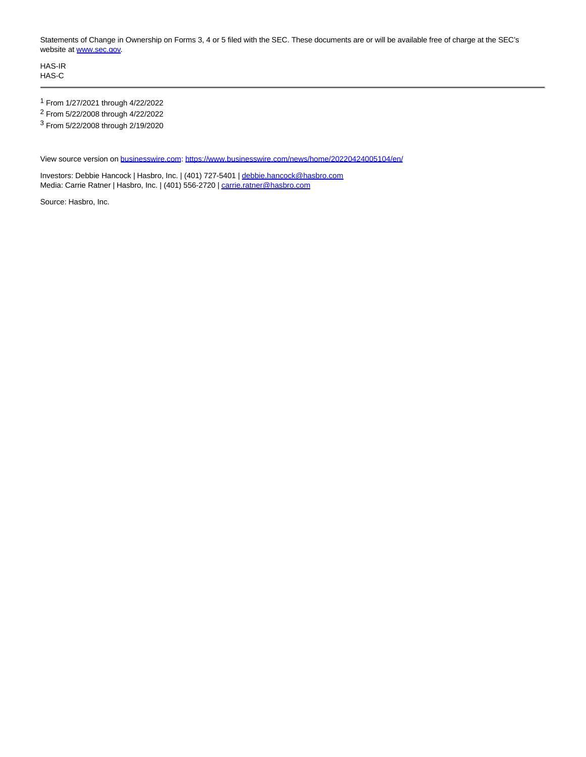Statements of Change in Ownership on Forms 3, 4 or 5 filed with the SEC. These documents are or will be available free of charge at the SEC's website at www.sec.gov.

HAS-IR
HAS-C

---

[1] From 1/27/2021 through 4/22/2022
[2] From 5/22/2008 through 4/22/2022
[3] From 5/22/2008 through 2/19/2020

View source version on businesswire.com: https://www.businesswire.com/news/home/20220424005104/en/

Investors: Debbie Hancock | Hasbro, Inc. | (401) 727-5401 | debbie.hancock@hasbro.com
Media: Carrie Ratner | Hasbro, Inc. | (401) 556-2720 | carrie.ratner@hasbro.com

Source: Hasbro, Inc.